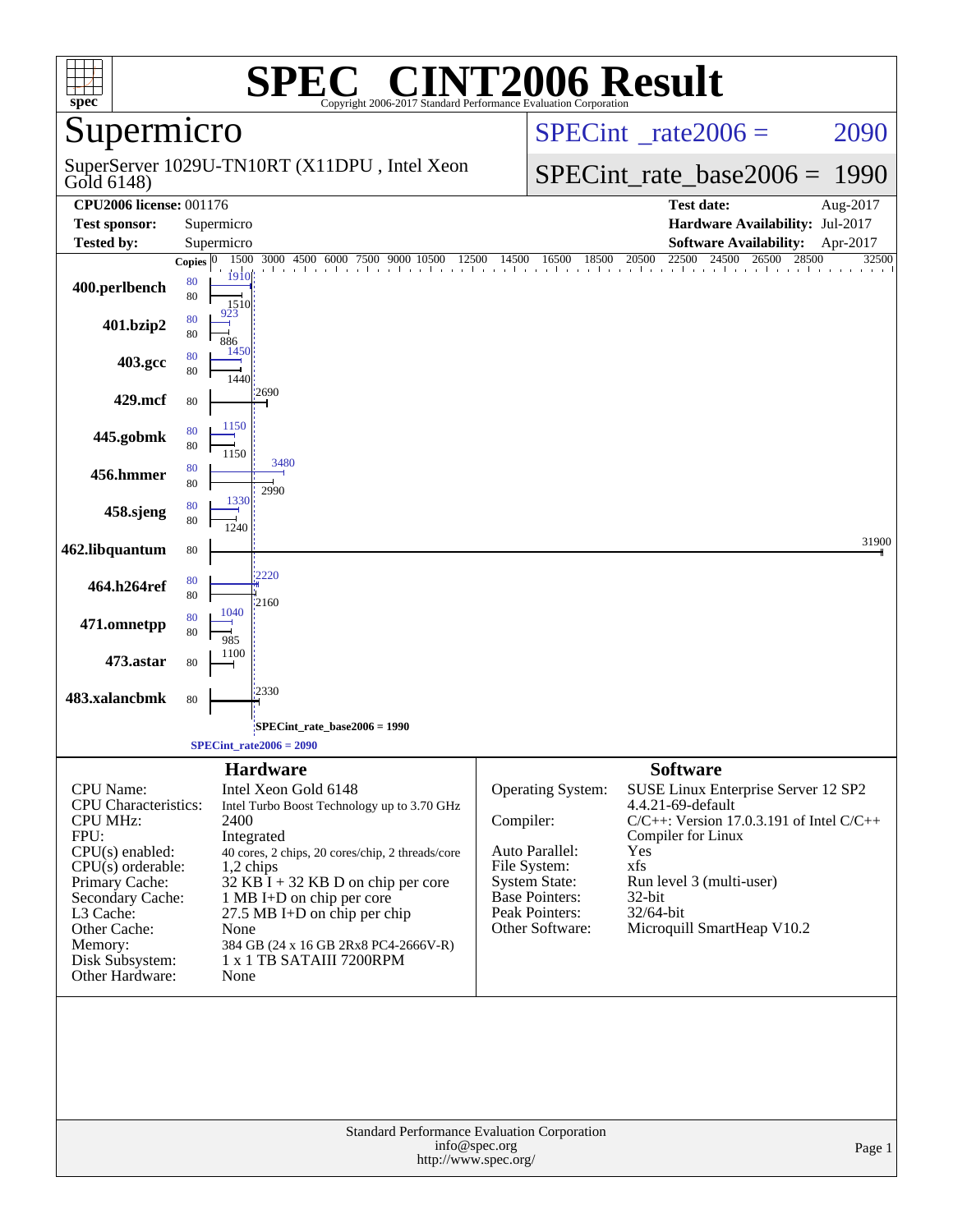# SPEC CINT2006 Result

Copyright 2006-2017 Standard Performance Evaluation Corporation

## Supermicro

SuperServer 1029U-TN10RT (X11DPU , Intel Xeon Gold 6148)

SPECint_rate2006 = 2090

SPECint_rate_base2006 = 1990

| | | | |
|---|---|---|---|
| **CPU2006 license:** 001176 | | **Test date:** | Aug-2017 |
| **Test sponsor:** | Supermicro | **Hardware Availability:** | Jul-2017 |
| **Tested by:** | Supermicro | **Software Availability:** | Apr-2017 |

Copies 0 1500 3000 4500 6000 7500 9000 10500 12500 14500 16500 18500 20500 22500 24500 26500 28500 32500

400.perlbench 80 80 1910 1510

401.bzip2 80 80 923 886

403.gcc 80 80 1450 1440

429.mcf 80 2690

445.gobmk 80 80 1150 1150

456.hmmer 80 80 3480 2990

458.sjeng 80 80 1330 1240

462.libquantum 80 31900

464.h264ref 80 80 2220 2160

471.omnetpp 80 80 1040 985

473.astar 80 1100

483.xalancbmk 80 2330

SPECint_rate_base2006 = 1990

SPECint_rate2006 = 2090

### Hardware

| | |
|---|---|
| CPU Name: | Intel Xeon Gold 6148 |
| CPU Characteristics: | Intel Turbo Boost Technology up to 3.70 GHz |
| CPU MHz: | 2400 |
| FPU: | Integrated |
| CPU(s) enabled: | 40 cores, 2 chips, 20 cores/chip, 2 threads/core |
| CPU(s) orderable: | 1,2 chips |
| Primary Cache: | 32 KB I + 32 KB D on chip per core |
| Secondary Cache: | 1 MB I+D on chip per core |
| L3 Cache: | 27.5 MB I+D on chip per chip |
| Other Cache: | None |
| Memory: | 384 GB (24 x 16 GB 2Rx8 PC4-2666V-R) |
| Disk Subsystem: | 1 x 1 TB SATAIII 7200RPM |
| Other Hardware: | None |

### Software

| | |
|---|---|
| Operating System: | SUSE Linux Enterprise Server 12 SP2 4.4.21-69-default |
| Compiler: | C/C++: Version 17.0.3.191 of Intel C/C++ Compiler for Linux |
| Auto Parallel: | Yes |
| File System: | xfs |
| System State: | Run level 3 (multi-user) |
| Base Pointers: | 32-bit |
| Peak Pointers: | 32/64-bit |
| Other Software: | Microquill SmartHeap V10.2 |

Standard Performance Evaluation Corporation
info@spec.org
http://www.spec.org/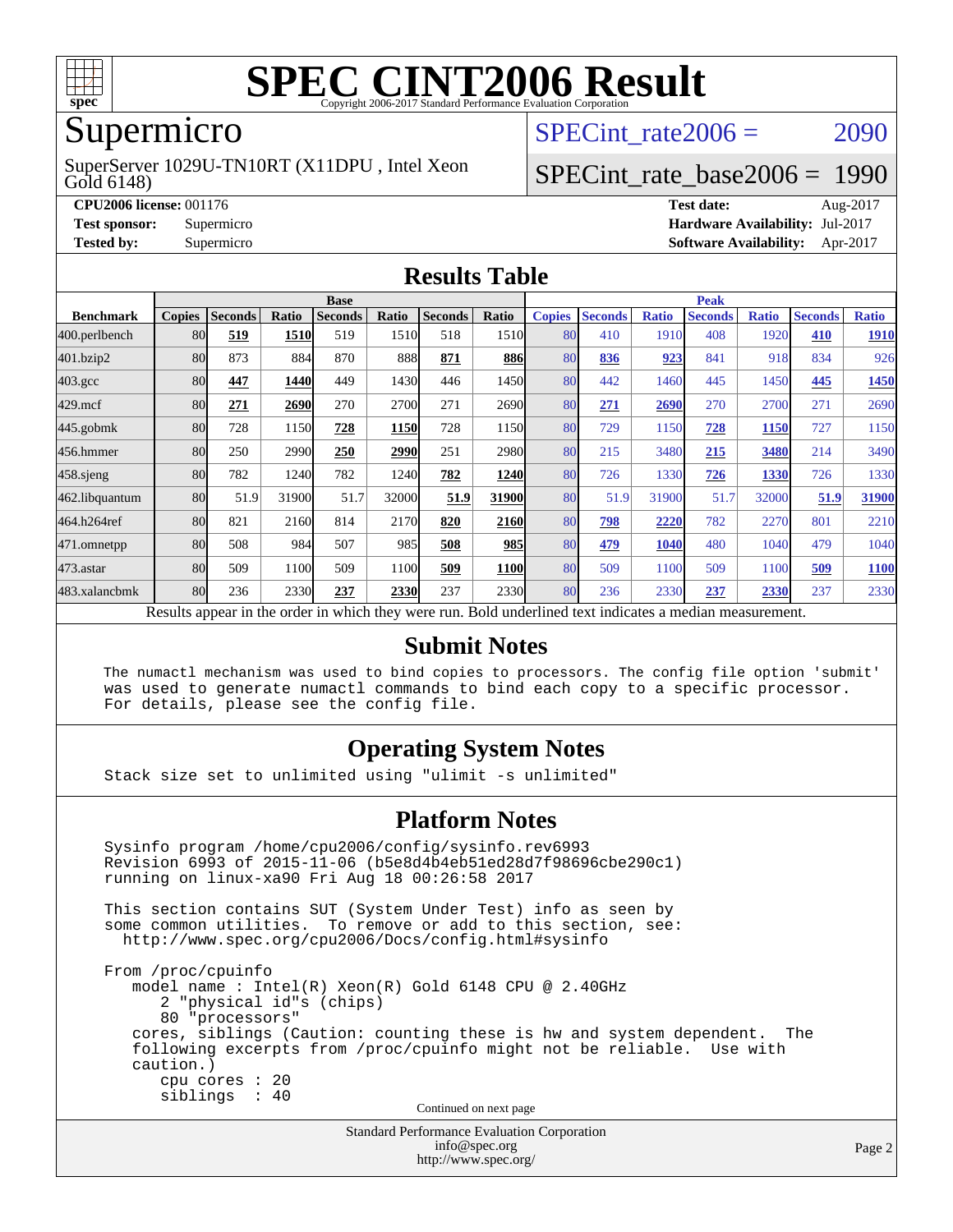# SPEC CINT2006 Result

Copyright 2006-2017 Standard Performance Evaluation Corporation

## Supermicro

SuperServer 1029U-TN10RT (X11DPU , Intel Xeon Gold 6148)

SPECint_rate2006 = 2090

SPECint_rate_base2006 = 1990

**CPU2006 license:** 001176
**Test sponsor:** Supermicro
**Tested by:** Supermicro

**Test date:** Aug-2017
**Hardware Availability:** Jul-2017
**Software Availability:** Apr-2017

## Results Table

| | Base | | | | | | | Peak | | | | | | |
|---|---|---|---|---|---|---|---|---|---|---|---|---|---|---|
| **Benchmark** | **Copies** | **Seconds** | **Ratio** | **Seconds** | **Ratio** | **Seconds** | **Ratio** | **Copies** | **Seconds** | **Ratio** | **Seconds** | **Ratio** | **Seconds** | **Ratio** |
| 400.perlbench | 80 | **519** | **1510** | 519 | 1510 | 518 | 1510 | 80 | 410 | 1910 | 408 | 1920 | **410** | **1910** |
| 401.bzip2 | 80 | 873 | 884 | 870 | 888 | **871** | **886** | 80 | **836** | **923** | 841 | 918 | 834 | 926 |
| 403.gcc | 80 | **447** | **1440** | 449 | 1430 | 446 | 1450 | 80 | 442 | 1460 | 445 | 1450 | **445** | **1450** |
| 429.mcf | 80 | **271** | **2690** | 270 | 2700 | 271 | 2690 | 80 | **271** | **2690** | 270 | 2700 | 271 | 2690 |
| 445.gobmk | 80 | 728 | 1150 | **728** | **1150** | 728 | 1150 | 80 | 729 | 1150 | **728** | **1150** | 727 | 1150 |
| 456.hmmer | 80 | 250 | 2990 | **250** | **2990** | 251 | 2980 | 80 | 215 | 3480 | **215** | **3480** | 214 | 3490 |
| 458.sjeng | 80 | 782 | 1240 | 782 | 1240 | **782** | **1240** | 80 | 726 | 1330 | **726** | **1330** | 726 | 1330 |
| 462.libquantum | 80 | 51.9 | 31900 | 51.7 | 32000 | **51.9** | **31900** | 80 | 51.9 | 31900 | 51.7 | 32000 | **51.9** | **31900** |
| 464.h264ref | 80 | 821 | 2160 | 814 | 2170 | **820** | **2160** | 80 | **798** | **2220** | 782 | 2270 | 801 | 2210 |
| 471.omnetpp | 80 | 508 | 984 | 507 | 985 | **508** | **985** | 80 | **479** | **1040** | 480 | 1040 | 479 | 1040 |
| 473.astar | 80 | 509 | 1100 | 509 | 1100 | **509** | **1100** | 80 | 509 | 1100 | 509 | 1100 | **509** | **1100** |
| 483.xalancbmk | 80 | 236 | 2330 | **237** | **2330** | 237 | 2330 | 80 | 236 | 2330 | **237** | **2330** | 237 | 2330 |

Results appear in the order in which they were run. Bold underlined text indicates a median measurement.

## Submit Notes

```
The numactl mechanism was used to bind copies to processors. The config file option 'submit'
was used to generate numactl commands to bind each copy to a specific processor.
For details, please see the config file.
```

## Operating System Notes

```
Stack size set to unlimited using "ulimit -s unlimited"
```

## Platform Notes

```
Sysinfo program /home/cpu2006/config/sysinfo.rev6993
Revision 6993 of 2015-11-06 (b5e8d4b4eb51ed28d7f98696cbe290c1)
running on linux-xa90 Fri Aug 18 00:26:58 2017

This section contains SUT (System Under Test) info as seen by
some common utilities.  To remove or add to this section, see:
  http://www.spec.org/cpu2006/Docs/config.html#sysinfo

From /proc/cpuinfo
   model name : Intel(R) Xeon(R) Gold 6148 CPU @ 2.40GHz
      2 "physical id"s (chips)
      80 "processors"
   cores, siblings (Caution: counting these is hw and system dependent.  The
   following excerpts from /proc/cpuinfo might not be reliable.  Use with
   caution.)
      cpu cores : 20
      siblings  : 40
```

Continued on next page

Standard Performance Evaluation Corporation
info@spec.org
http://www.spec.org/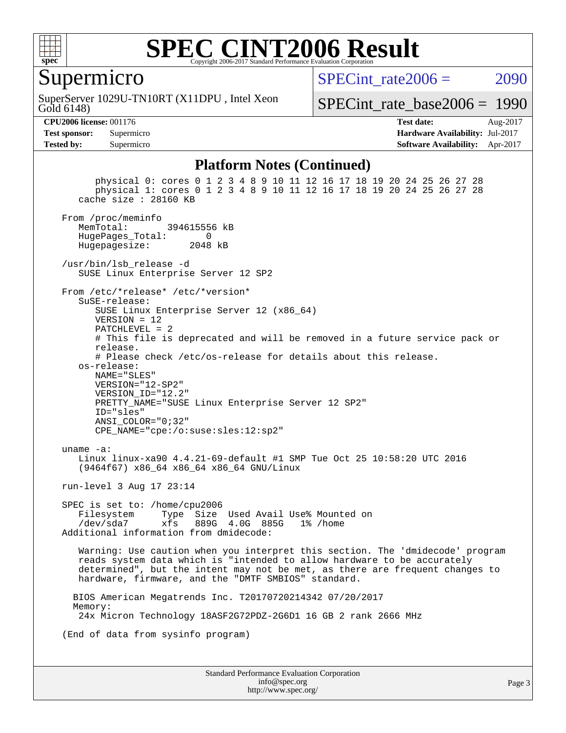# SPEC CINT2006 Result

Copyright 2006-2017 Standard Performance Evaluation Corporation

## Supermicro

SuperServer 1029U-TN10RT (X11DPU , Intel Xeon Gold 6148)

SPECint_rate2006 = 2090

SPECint_rate_base2006 = 1990

| | | | |
|---|---|---|---|
| **CPU2006 license:** 001176 | | **Test date:** | Aug-2017 |
| **Test sponsor:** | Supermicro | **Hardware Availability:** | Jul-2017 |
| **Tested by:** | Supermicro | **Software Availability:** | Apr-2017 |

### Platform Notes (Continued)

```
        physical 0: cores 0 1 2 3 4 8 9 10 11 12 16 17 18 19 20 24 25 26 27 28
        physical 1: cores 0 1 2 3 4 8 9 10 11 12 16 17 18 19 20 24 25 26 27 28
     cache size : 28160 KB

  From /proc/meminfo
     MemTotal:       394615556 kB
     HugePages_Total:       0
     Hugepagesize:       2048 kB

  /usr/bin/lsb_release -d
     SUSE Linux Enterprise Server 12 SP2

  From /etc/*release* /etc/*version*
     SuSE-release:
        SUSE Linux Enterprise Server 12 (x86_64)
        VERSION = 12
        PATCHLEVEL = 2
        # This file is deprecated and will be removed in a future service pack or
        release.
        # Please check /etc/os-release for details about this release.
     os-release:
        NAME="SLES"
        VERSION="12-SP2"
        VERSION_ID="12.2"
        PRETTY_NAME="SUSE Linux Enterprise Server 12 SP2"
        ID="sles"
        ANSI_COLOR="0;32"
        CPE_NAME="cpe:/o:suse:sles:12:sp2"

  uname -a:
     Linux linux-xa90 4.4.21-69-default #1 SMP Tue Oct 25 10:58:20 UTC 2016
     (9464f67) x86_64 x86_64 x86_64 GNU/Linux

  run-level 3 Aug 17 23:14

  SPEC is set to: /home/cpu2006
     Filesystem     Type  Size  Used Avail Use% Mounted on
     /dev/sda7      xfs   889G  4.0G  885G   1% /home
  Additional information from dmidecode:

     Warning: Use caution when you interpret this section. The 'dmidecode' program
     reads system data which is "intended to allow hardware to be accurately
     determined", but the intent may not be met, as there are frequent changes to
     hardware, firmware, and the "DMTF SMBIOS" standard.

    BIOS American Megatrends Inc. T20170720214342 07/20/2017
    Memory:
     24x Micron Technology 18ASF2G72PDZ-2G6D1 16 GB 2 rank 2666 MHz

  (End of data from sysinfo program)
```

Standard Performance Evaluation Corporation
info@spec.org
http://www.spec.org/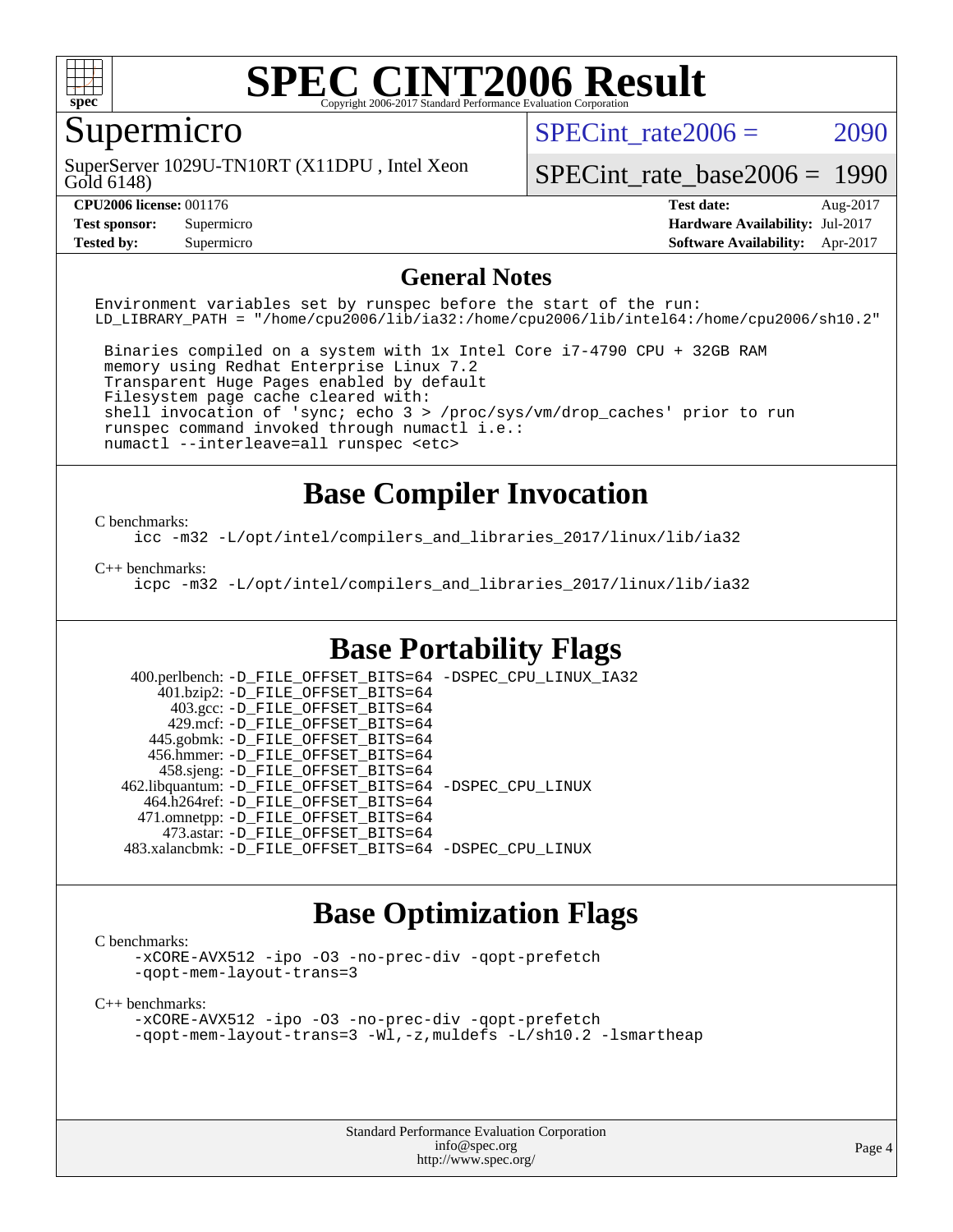# SPEC CINT2006 Result

Copyright 2006-2017 Standard Performance Evaluation Corporation

## Supermicro

SuperServer 1029U-TN10RT (X11DPU , Intel Xeon Gold 6148)

SPECint_rate2006 = 2090

SPECint_rate_base2006 = 1990

| | | | |
|---|---|---|---|
| **CPU2006 license:** | 001176 | **Test date:** | Aug-2017 |
| **Test sponsor:** | Supermicro | **Hardware Availability:** | Jul-2017 |
| **Tested by:** | Supermicro | **Software Availability:** | Apr-2017 |

## General Notes

```
Environment variables set by runspec before the start of the run:
LD_LIBRARY_PATH = "/home/cpu2006/lib/ia32:/home/cpu2006/lib/intel64:/home/cpu2006/sh10.2"

 Binaries compiled on a system with 1x Intel Core i7-4790 CPU + 32GB RAM
 memory using Redhat Enterprise Linux 7.2
 Transparent Huge Pages enabled by default
 Filesystem page cache cleared with:
 shell invocation of 'sync; echo 3 > /proc/sys/vm/drop_caches' prior to run
 runspec command invoked through numactl i.e.:
 numactl --interleave=all runspec <etc>
```

## Base Compiler Invocation

C benchmarks:

```
icc -m32 -L/opt/intel/compilers_and_libraries_2017/linux/lib/ia32
```

C++ benchmarks:

```
icpc -m32 -L/opt/intel/compilers_and_libraries_2017/linux/lib/ia32
```

## Base Portability Flags

```
 400.perlbench: -D_FILE_OFFSET_BITS=64 -DSPEC_CPU_LINUX_IA32
     401.bzip2: -D_FILE_OFFSET_BITS=64
       403.gcc: -D_FILE_OFFSET_BITS=64
       429.mcf: -D_FILE_OFFSET_BITS=64
     445.gobmk: -D_FILE_OFFSET_BITS=64
    456.hmmer: -D_FILE_OFFSET_BITS=64
     458.sjeng: -D_FILE_OFFSET_BITS=64
462.libquantum: -D_FILE_OFFSET_BITS=64 -DSPEC_CPU_LINUX
   464.h264ref: -D_FILE_OFFSET_BITS=64
   471.omnetpp: -D_FILE_OFFSET_BITS=64
     473.astar: -D_FILE_OFFSET_BITS=64
483.xalancbmk: -D_FILE_OFFSET_BITS=64 -DSPEC_CPU_LINUX
```

## Base Optimization Flags

C benchmarks:

```
-xCORE-AVX512 -ipo -O3 -no-prec-div -qopt-prefetch
-qopt-mem-layout-trans=3
```

C++ benchmarks:

```
-xCORE-AVX512 -ipo -O3 -no-prec-div -qopt-prefetch
-qopt-mem-layout-trans=3 -Wl,-z,muldefs -L/sh10.2 -lsmartheap
```

Standard Performance Evaluation Corporation
info@spec.org
http://www.spec.org/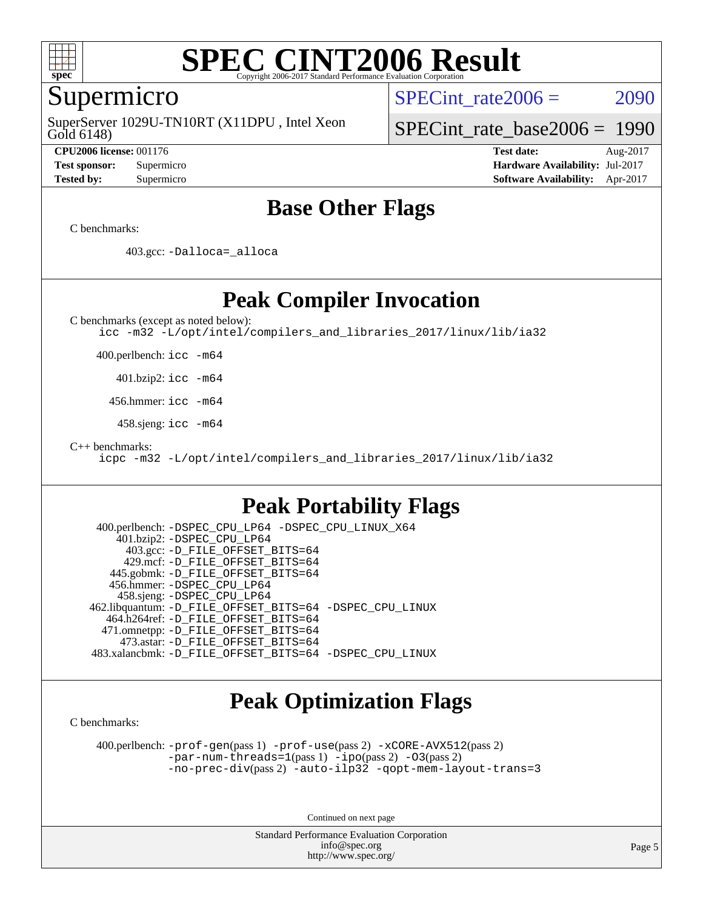# SPEC CINT2006 Result

Copyright 2006-2017 Standard Performance Evaluation Corporation

## Supermicro

SuperServer 1029U-TN10RT (X11DPU , Intel Xeon Gold 6148)

SPECint_rate2006 = 2090

SPECint_rate_base2006 = 1990

| | | | |
|---|---|---|---|
| **CPU2006 license:** 001176 | | **Test date:** | Aug-2017 |
| **Test sponsor:** | Supermicro | **Hardware Availability:** | Jul-2017 |
| **Tested by:** | Supermicro | **Software Availability:** | Apr-2017 |

## Base Other Flags

C benchmarks:

403.gcc: -Dalloca=_alloca

## Peak Compiler Invocation

C benchmarks (except as noted below):

```
icc -m32 -L/opt/intel/compilers_and_libraries_2017/linux/lib/ia32
```

400.perlbench: icc -m64

401.bzip2: icc -m64

456.hmmer: icc -m64

458.sjeng: icc -m64

C++ benchmarks:

```
icpc -m32 -L/opt/intel/compilers_and_libraries_2017/linux/lib/ia32
```

## Peak Portability Flags

400.perlbench: -DSPEC_CPU_LP64 -DSPEC_CPU_LINUX_X64
401.bzip2: -DSPEC_CPU_LP64
403.gcc: -D_FILE_OFFSET_BITS=64
429.mcf: -D_FILE_OFFSET_BITS=64
445.gobmk: -D_FILE_OFFSET_BITS=64
456.hmmer: -DSPEC_CPU_LP64
458.sjeng: -DSPEC_CPU_LP64
462.libquantum: -D_FILE_OFFSET_BITS=64 -DSPEC_CPU_LINUX
464.h264ref: -D_FILE_OFFSET_BITS=64
471.omnetpp: -D_FILE_OFFSET_BITS=64
473.astar: -D_FILE_OFFSET_BITS=64
483.xalancbmk: -D_FILE_OFFSET_BITS=64 -DSPEC_CPU_LINUX

## Peak Optimization Flags

C benchmarks:

400.perlbench: -prof-gen(pass 1) -prof-use(pass 2) -xCORE-AVX512(pass 2) -par-num-threads=1(pass 1) -ipo(pass 2) -O3(pass 2) -no-prec-div(pass 2) -auto-ilp32 -qopt-mem-layout-trans=3

Continued on next page

Standard Performance Evaluation Corporation
info@spec.org
http://www.spec.org/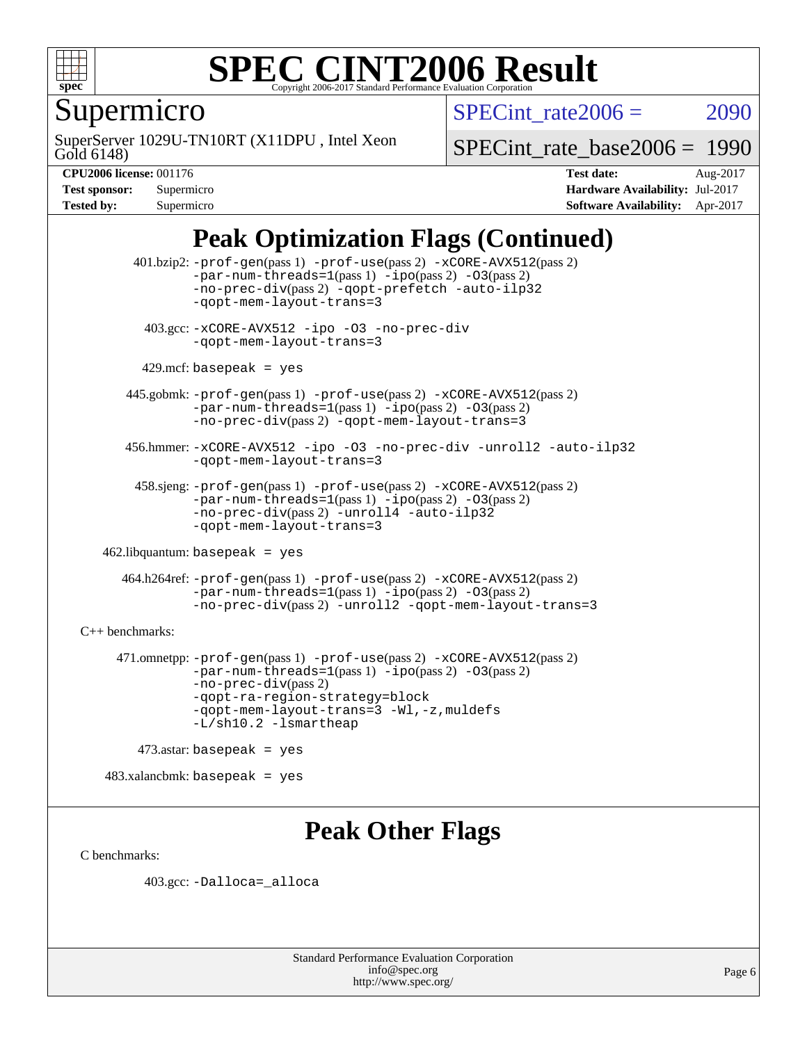# SPEC CINT2006 Result

Copyright 2006-2017 Standard Performance Evaluation Corporation

## Supermicro

SuperServer 1029U-TN10RT (X11DPU , Intel Xeon Gold 6148)

SPECint_rate2006 = 2090

SPECint_rate_base2006 = 1990

| | | | |
|---|---|---|---|
| **CPU2006 license:** | 001176 | **Test date:** | Aug-2017 |
| **Test sponsor:** | Supermicro | **Hardware Availability:** | Jul-2017 |
| **Tested by:** | Supermicro | **Software Availability:** | Apr-2017 |

## Peak Optimization Flags (Continued)

401.bzip2: -prof-gen(pass 1) -prof-use(pass 2) -xCORE-AVX512(pass 2) -par-num-threads=1(pass 1) -ipo(pass 2) -O3(pass 2) -no-prec-div(pass 2) -qopt-prefetch -auto-ilp32 -qopt-mem-layout-trans=3

403.gcc: -xCORE-AVX512 -ipo -O3 -no-prec-div -qopt-mem-layout-trans=3

429.mcf: basepeak = yes

445.gobmk: -prof-gen(pass 1) -prof-use(pass 2) -xCORE-AVX512(pass 2) -par-num-threads=1(pass 1) -ipo(pass 2) -O3(pass 2) -no-prec-div(pass 2) -qopt-mem-layout-trans=3

456.hmmer: -xCORE-AVX512 -ipo -O3 -no-prec-div -unroll2 -auto-ilp32 -qopt-mem-layout-trans=3

458.sjeng: -prof-gen(pass 1) -prof-use(pass 2) -xCORE-AVX512(pass 2) -par-num-threads=1(pass 1) -ipo(pass 2) -O3(pass 2) -no-prec-div(pass 2) -unroll4 -auto-ilp32 -qopt-mem-layout-trans=3

462.libquantum: basepeak = yes

464.h264ref: -prof-gen(pass 1) -prof-use(pass 2) -xCORE-AVX512(pass 2) -par-num-threads=1(pass 1) -ipo(pass 2) -O3(pass 2) -no-prec-div(pass 2) -unroll2 -qopt-mem-layout-trans=3

C++ benchmarks:

471.omnetpp: -prof-gen(pass 1) -prof-use(pass 2) -xCORE-AVX512(pass 2) -par-num-threads=1(pass 1) -ipo(pass 2) -O3(pass 2) -no-prec-div(pass 2) -qopt-ra-region-strategy=block -qopt-mem-layout-trans=3 -Wl,-z,muldefs -L/sh10.2 -lsmartheap

473.astar: basepeak = yes

483.xalancbmk: basepeak = yes

## Peak Other Flags

C benchmarks:

403.gcc: -Dalloca=_alloca

Standard Performance Evaluation Corporation
info@spec.org
http://www.spec.org/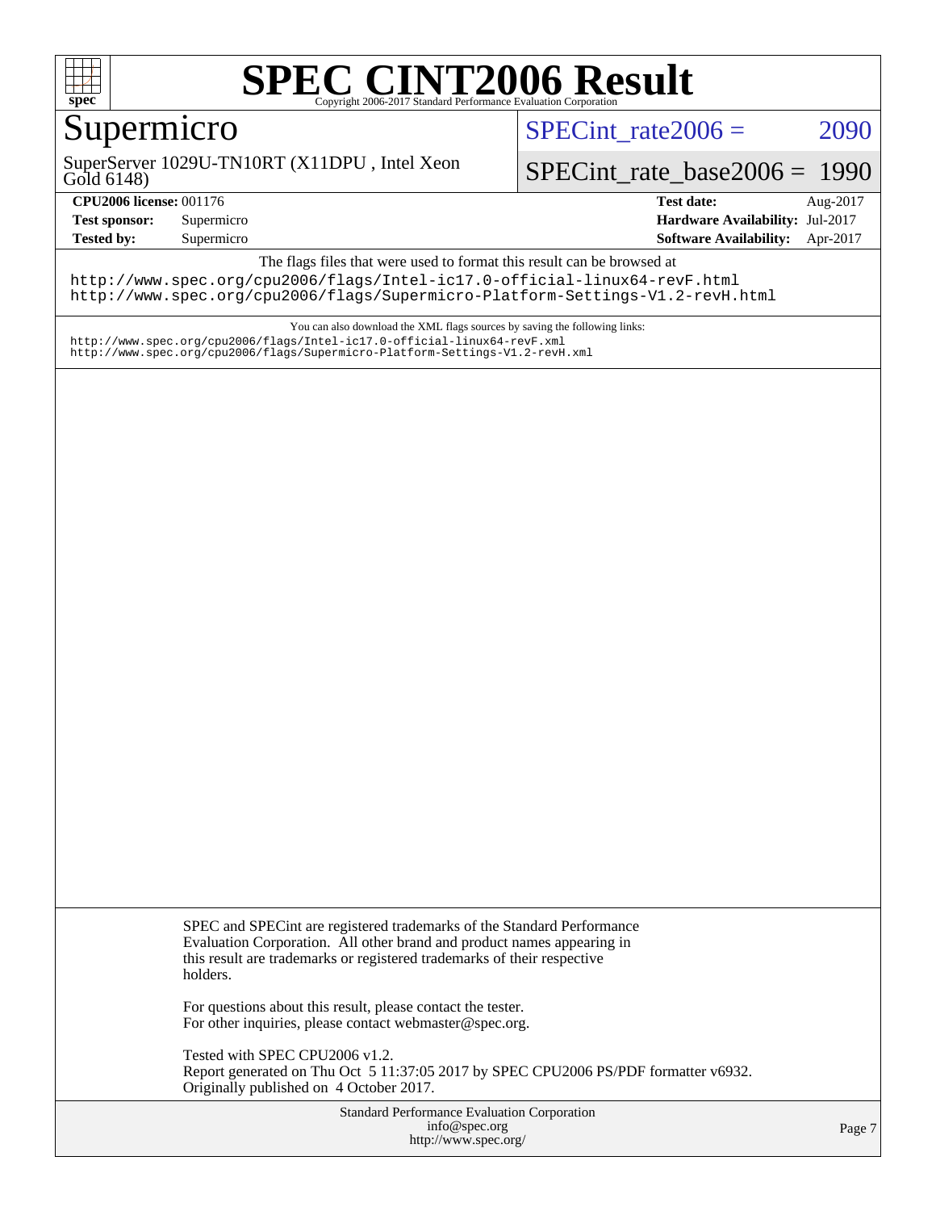The flags files that were used to format this result can be browsed at

http://www.spec.org/cpu2006/flags/Intel-ic17.0-official-linux64-revF.html
http://www.spec.org/cpu2006/flags/Supermicro-Platform-Settings-V1.2-revH.html

You can also download the XML flags sources by saving the following links:

http://www.spec.org/cpu2006/flags/Intel-ic17.0-official-linux64-revF.xml
http://www.spec.org/cpu2006/flags/Supermicro-Platform-Settings-V1.2-revH.xml

SPEC and SPECint are registered trademarks of the Standard Performance Evaluation Corporation. All other brand and product names appearing in this result are trademarks or registered trademarks of their respective holders.

For questions about this result, please contact the tester.
For other inquiries, please contact webmaster@spec.org.

Tested with SPEC CPU2006 v1.2.
Report generated on Thu Oct 5 11:37:05 2017 by SPEC CPU2006 PS/PDF formatter v6932.
Originally published on 4 October 2017.